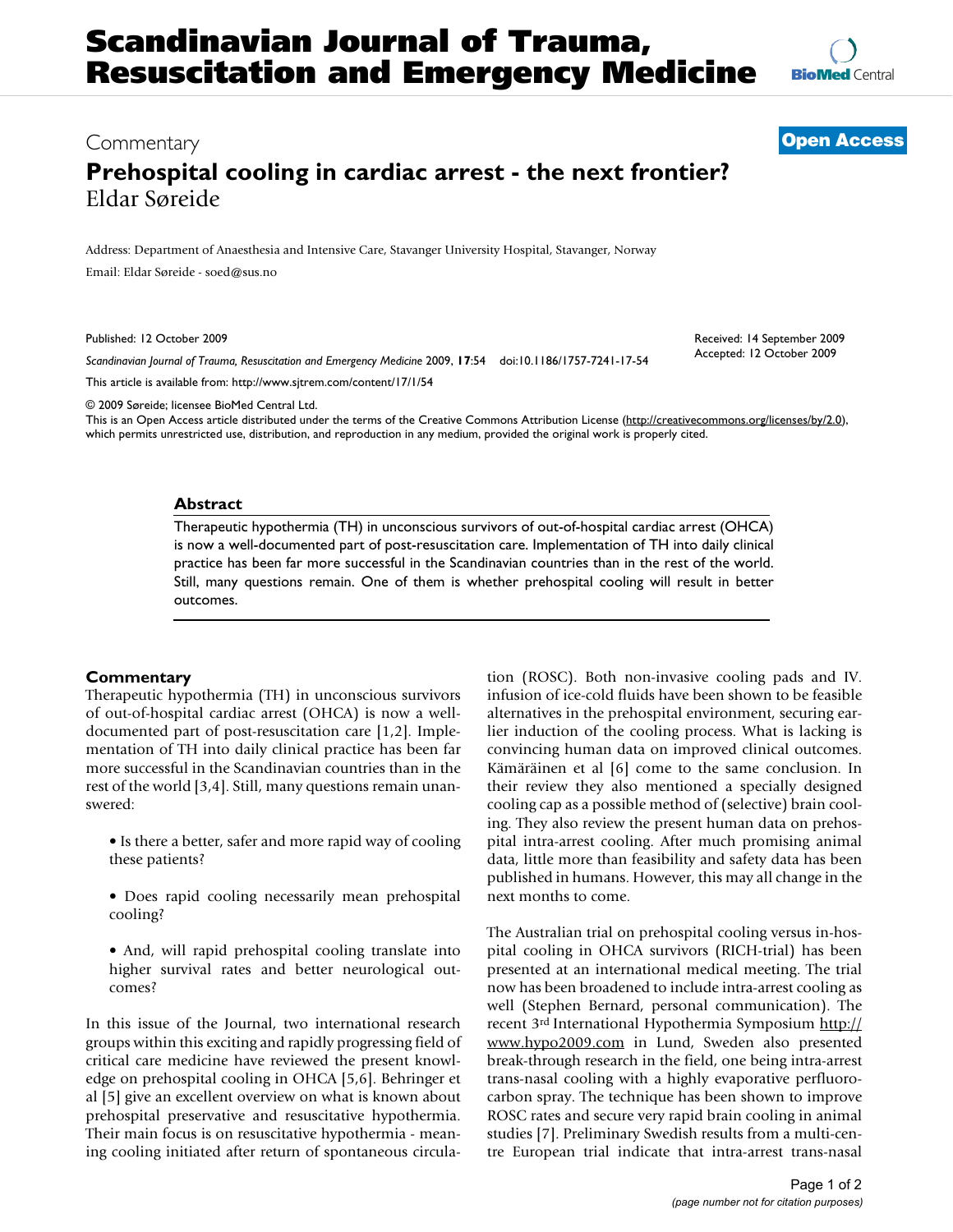Commentary

# Prehospital cooling in cardiac arrest - the next frontier?

Eldar Søreide

Address: Department of Anaesthesia and Intensive Care, Stavanger University Hospital, Stavanger, Norway

Email: Eldar Søreide - soed@sus.no

Published: 12 October 2009

Received: 14 September 2009
Accepted: 12 October 2009

*Scandinavian Journal of Trauma, Resuscitation and Emergency Medicine* 2009, **17**:54 doi:10.1186/1757-7241-17-54

This article is available from: http://www.sjtrem.com/content/17/1/54

© 2009 Søreide; licensee BioMed Central Ltd.
This is an Open Access article distributed under the terms of the Creative Commons Attribution License (http://creativecommons.org/licenses/by/2.0), which permits unrestricted use, distribution, and reproduction in any medium, provided the original work is properly cited.

## Abstract

Therapeutic hypothermia (TH) in unconscious survivors of out-of-hospital cardiac arrest (OHCA) is now a well-documented part of post-resuscitation care. Implementation of TH into daily clinical practice has been far more successful in the Scandinavian countries than in the rest of the world. Still, many questions remain. One of them is whether prehospital cooling will result in better outcomes.

## Commentary

Therapeutic hypothermia (TH) in unconscious survivors of out-of-hospital cardiac arrest (OHCA) is now a well-documented part of post-resuscitation care [1,2]. Implementation of TH into daily clinical practice has been far more successful in the Scandinavian countries than in the rest of the world [3,4]. Still, many questions remain unanswered:

- Is there a better, safer and more rapid way of cooling these patients?
- Does rapid cooling necessarily mean prehospital cooling?
- And, will rapid prehospital cooling translate into higher survival rates and better neurological outcomes?

In this issue of the Journal, two international research groups within this exciting and rapidly progressing field of critical care medicine have reviewed the present knowledge on prehospital cooling in OHCA [5,6]. Behringer et al [5] give an excellent overview on what is known about prehospital preservative and resuscitative hypothermia. Their main focus is on resuscitative hypothermia - meaning cooling initiated after return of spontaneous circulation (ROSC). Both non-invasive cooling pads and IV. infusion of ice-cold fluids have been shown to be feasible alternatives in the prehospital environment, securing earlier induction of the cooling process. What is lacking is convincing human data on improved clinical outcomes. Kämäräinen et al [6] come to the same conclusion. In their review they also mentioned a specially designed cooling cap as a possible method of (selective) brain cooling. They also review the present human data on prehospital intra-arrest cooling. After much promising animal data, little more than feasibility and safety data has been published in humans. However, this may all change in the next months to come.

The Australian trial on prehospital cooling versus in-hospital cooling in OHCA survivors (RICH-trial) has been presented at an international medical meeting. The trial now has been broadened to include intra-arrest cooling as well (Stephen Bernard, personal communication). The recent 3rd International Hypothermia Symposium http://www.hypo2009.com in Lund, Sweden also presented break-through research in the field, one being intra-arrest trans-nasal cooling with a highly evaporative perfluorocarbon spray. The technique has been shown to improve ROSC rates and secure very rapid brain cooling in animal studies [7]. Preliminary Swedish results from a multi-centre European trial indicate that intra-arrest trans-nasal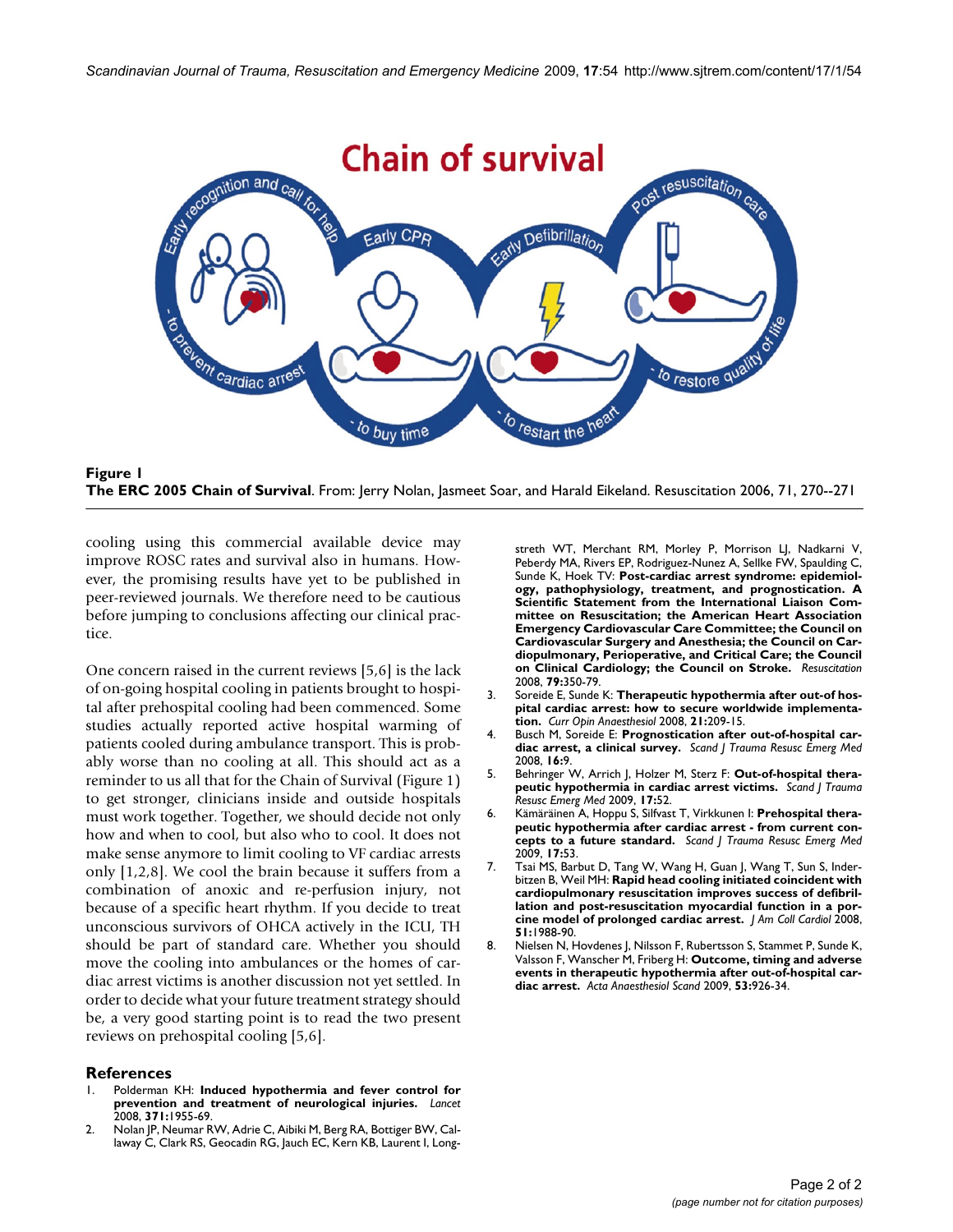Chain of survival

Early recognition and call for help

- to prevent cardiac arrest

Early CPR

- to buy time

Early Defibrillation

- to restart the heart

Post resuscitation care

- to restore quality of life

**Figure 1**
**The ERC 2005 Chain of Survival**. From: Jerry Nolan, Jasmeet Soar, and Harald Eikeland. Resuscitation 2006, 71, 270--271

cooling using this commercial available device may improve ROSC rates and survival also in humans. However, the promising results have yet to be published in peer-reviewed journals. We therefore need to be cautious before jumping to conclusions affecting our clinical practice.

One concern raised in the current reviews [5,6] is the lack of on-going hospital cooling in patients brought to hospital after prehospital cooling had been commenced. Some studies actually reported active hospital warming of patients cooled during ambulance transport. This is probably worse than no cooling at all. This should act as a reminder to us all that for the Chain of Survival (Figure 1) to get stronger, clinicians inside and outside hospitals must work together. Together, we should decide not only how and when to cool, but also who to cool. It does not make sense anymore to limit cooling to VF cardiac arrests only [1,2,8]. We cool the brain because it suffers from a combination of anoxic and re-perfusion injury, not because of a specific heart rhythm. If you decide to treat unconscious survivors of OHCA actively in the ICU, TH should be part of standard care. Whether you should move the cooling into ambulances or the homes of cardiac arrest victims is another discussion not yet settled. In order to decide what your future treatment strategy should be, a very good starting point is to read the two present reviews on prehospital cooling [5,6].

## References

1. Polderman KH: **Induced hypothermia and fever control for prevention and treatment of neurological injuries.** *Lancet* 2008, **371:**1955-69.
2. Nolan JP, Neumar RW, Adrie C, Aibiki M, Berg RA, Bottiger BW, Callaway C, Clark RS, Geocadin RG, Jauch EC, Kern KB, Laurent I, Longstreth WT, Merchant RM, Morley P, Morrison LJ, Nadkarni V, Peberdy MA, Rivers EP, Rodriguez-Nunez A, Sellke FW, Spaulding C, Sunde K, Hoek TV: **Post-cardiac arrest syndrome: epidemiology, pathophysiology, treatment, and prognostication. A Scientific Statement from the International Liaison Committee on Resuscitation; the American Heart Association Emergency Cardiovascular Care Committee; the Council on Cardiovascular Surgery and Anesthesia; the Council on Cardiopulmonary, Perioperative, and Critical Care; the Council on Clinical Cardiology; the Council on Stroke.** *Resuscitation* 2008, **79:**350-79.
3. Soreide E, Sunde K: **Therapeutic hypothermia after out-of hospital cardiac arrest: how to secure worldwide implementation.** *Curr Opin Anaesthesiol* 2008, **21:**209-15.
4. Busch M, Soreide E: **Prognostication after out-of-hospital cardiac arrest, a clinical survey.** *Scand J Trauma Resusc Emerg Med* 2008, **16:**9.
5. Behringer W, Arrich J, Holzer M, Sterz F: **Out-of-hospital therapeutic hypothermia in cardiac arrest victims.** *Scand J Trauma Resusc Emerg Med* 2009, **17:**52.
6. Kämäräinen A, Hoppu S, Silfvast T, Virkkunen I: **Prehospital therapeutic hypothermia after cardiac arrest - from current concepts to a future standard.** *Scand J Trauma Resusc Emerg Med* 2009, **17:**53.
7. Tsai MS, Barbut D, Tang W, Wang H, Guan J, Wang T, Sun S, Inderbitzen B, Weil MH: **Rapid head cooling initiated coincident with cardiopulmonary resuscitation improves success of defibrillation and post-resuscitation myocardial function in a porcine model of prolonged cardiac arrest.** *J Am Coll Cardiol* 2008, **51:**1988-90.
8. Nielsen N, Hovdenes J, Nilsson F, Rubertsson S, Stammet P, Sunde K, Valsson F, Wanscher M, Friberg H: **Outcome, timing and adverse events in therapeutic hypothermia after out-of-hospital cardiac arrest.** *Acta Anaesthesiol Scand* 2009, **53:**926-34.